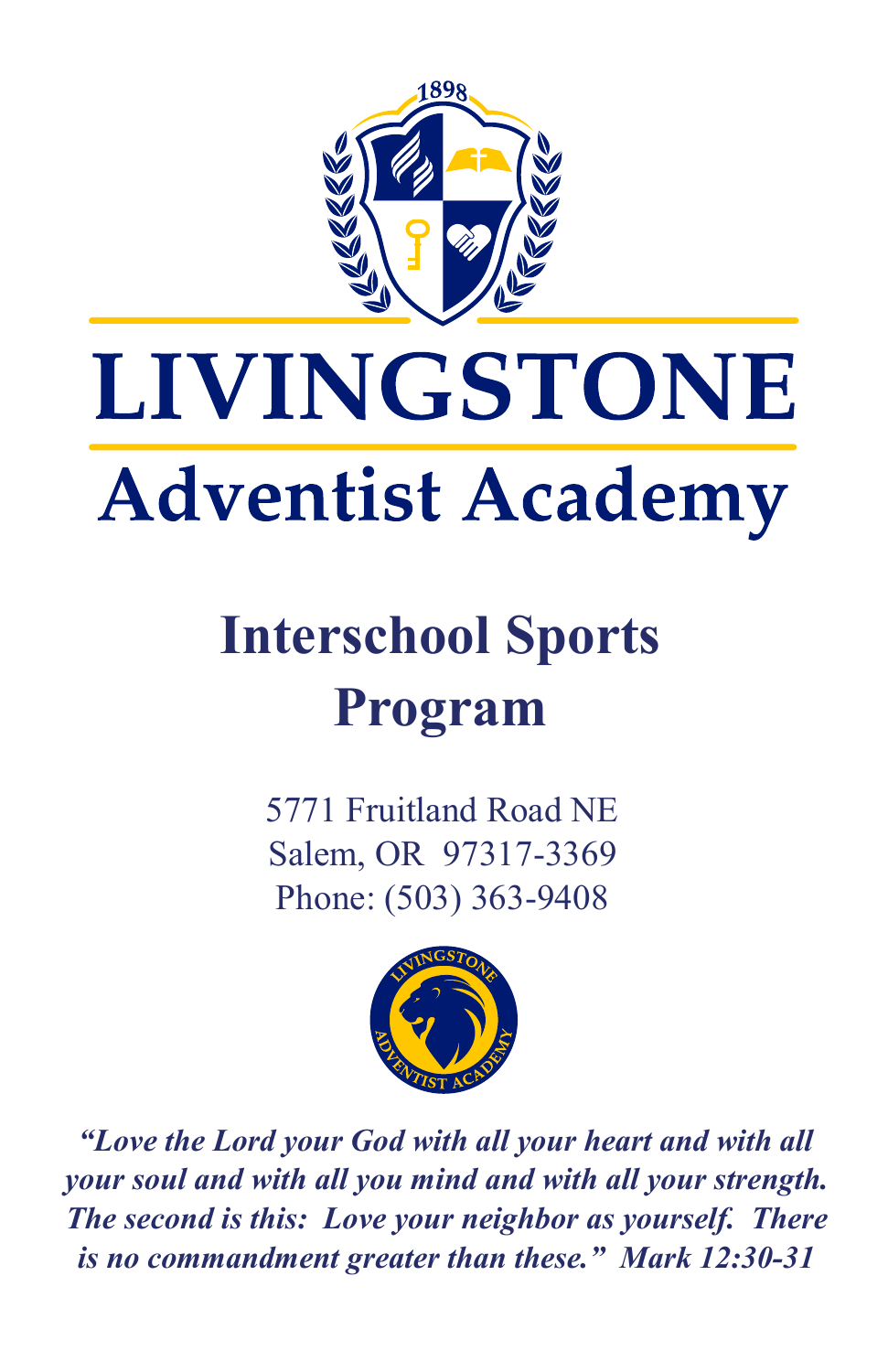# LIVINGSTONE

## Adventist Academy

## Interschool Sports Program

5771 Fruitland Road NE
Salem, OR 97317-3369
Phone: (503) 363-9408

***"Love the Lord your God with all your heart and with all your soul and with all you mind and with all your strength. The second is this: Love your neighbor as yourself. There is no commandment greater than these." Mark 12:30-31***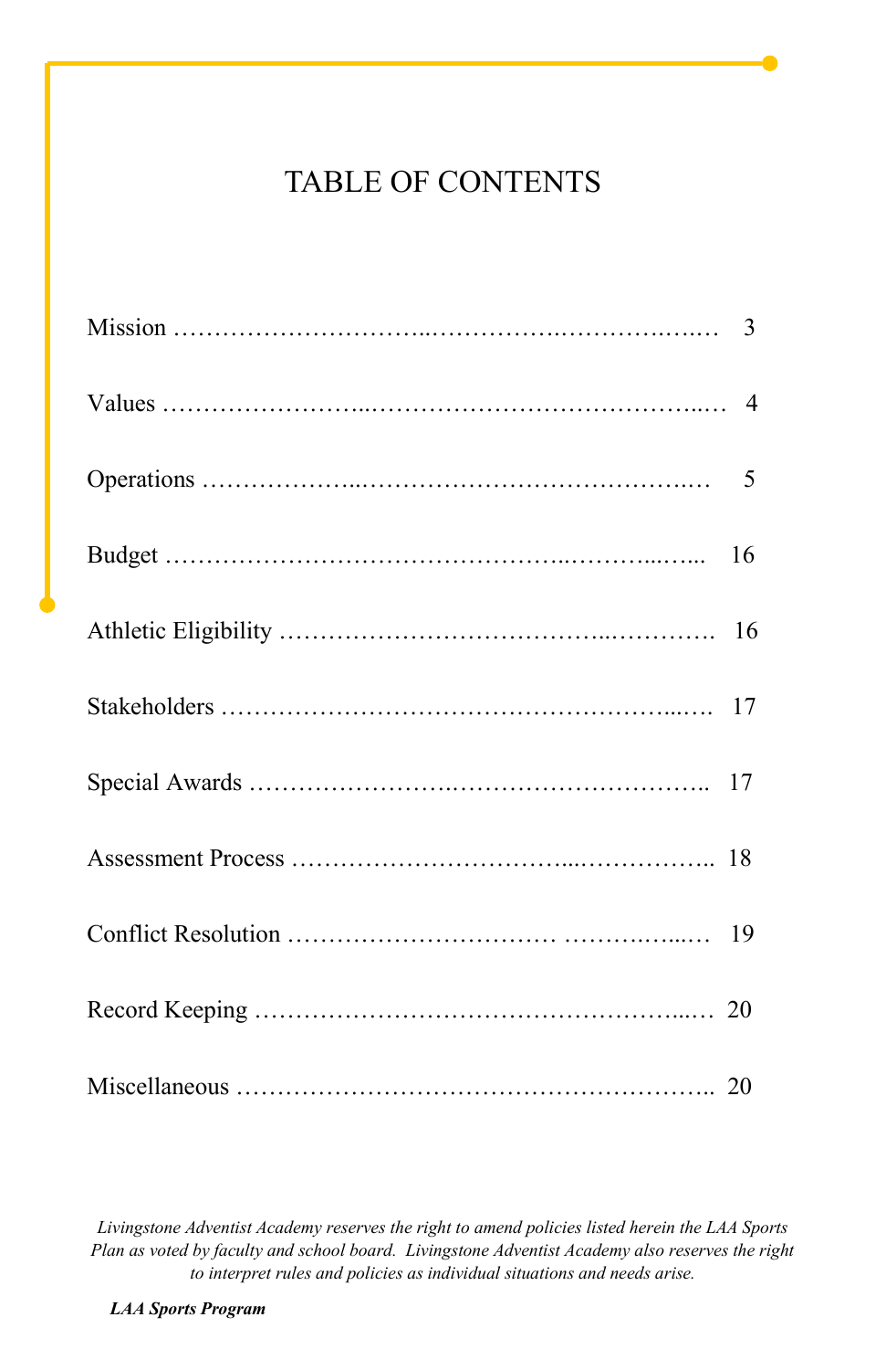# TABLE OF CONTENTS

| Section | Page |
| --- | --- |
| Mission | 3 |
| Values | 4 |
| Operations | 5 |
| Budget | 16 |
| Athletic Eligibility | 16 |
| Stakeholders | 17 |
| Special Awards | 17 |
| Assessment Process | 18 |
| Conflict Resolution | 19 |
| Record Keeping | 20 |
| Miscellaneous | 20 |

*Livingstone Adventist Academy reserves the right to amend policies listed herein the LAA Sports Plan as voted by faculty and school board. Livingstone Adventist Academy also reserves the right to interpret rules and policies as individual situations and needs arise.*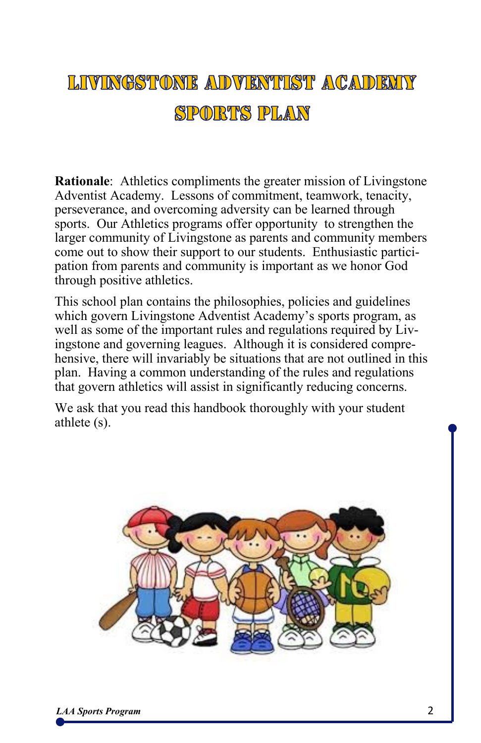# LIVINGSTONE ADVENTIST ACADEMY SPORTS PLAN

**Rationale**: Athletics compliments the greater mission of Livingstone Adventist Academy. Lessons of commitment, teamwork, tenacity, perseverance, and overcoming adversity can be learned through sports. Our Athletics programs offer opportunity to strengthen the larger community of Livingstone as parents and community members come out to show their support to our students. Enthusiastic participation from parents and community is important as we honor God through positive athletics.

This school plan contains the philosophies, policies and guidelines which govern Livingstone Adventist Academy's sports program, as well as some of the important rules and regulations required by Livingstone and governing leagues. Although it is considered comprehensive, there will invariably be situations that are not outlined in this plan. Having a common understanding of the rules and regulations that govern athletics will assist in significantly reducing concerns.

We ask that you read this handbook thoroughly with your student athlete (s).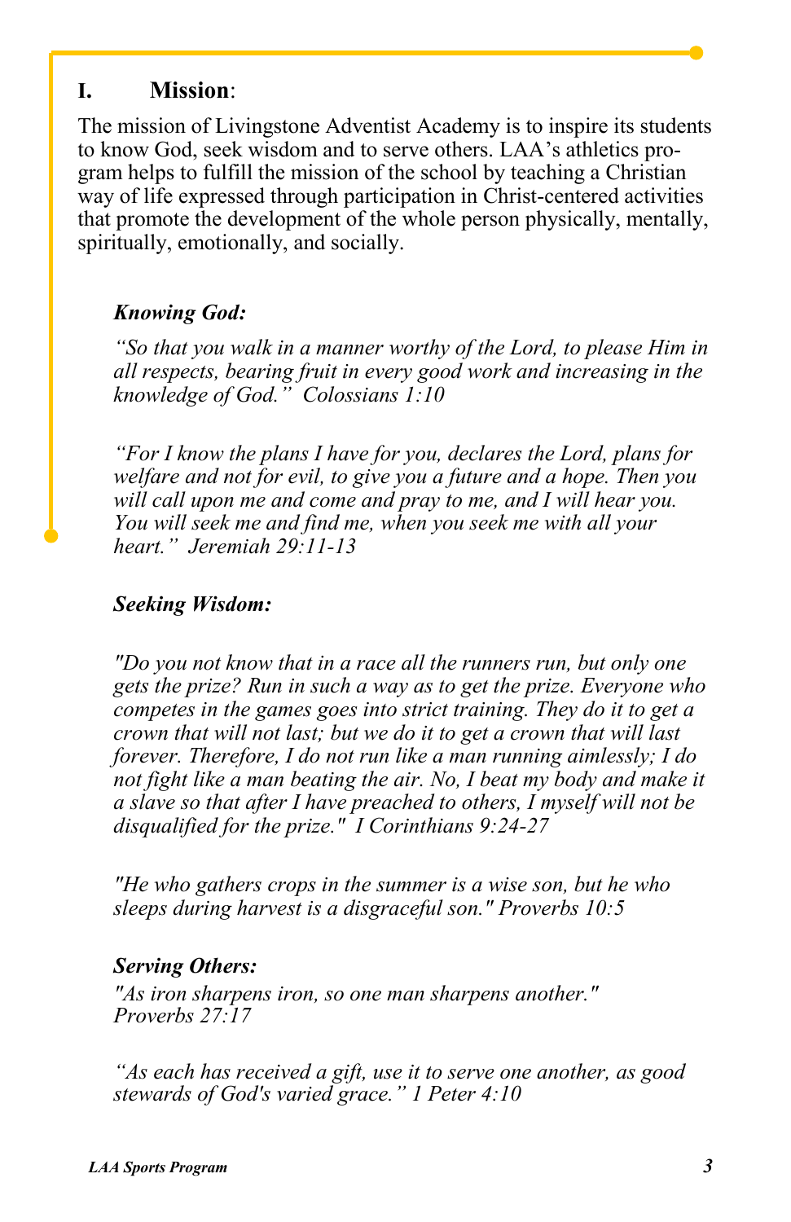## I. Mission:

The mission of Livingstone Adventist Academy is to inspire its students to know God, seek wisdom and to serve others. LAA's athletics program helps to fulfill the mission of the school by teaching a Christian way of life expressed through participation in Christ-centered activities that promote the development of the whole person physically, mentally, spiritually, emotionally, and socially.

***Knowing God:***

*"So that you walk in a manner worthy of the Lord, to please Him in all respects, bearing fruit in every good work and increasing in the knowledge of God." Colossians 1:10*

*"For I know the plans I have for you, declares the Lord, plans for welfare and not for evil, to give you a future and a hope. Then you will call upon me and come and pray to me, and I will hear you. You will seek me and find me, when you seek me with all your heart." Jeremiah 29:11-13*

***Seeking Wisdom:***

*"Do you not know that in a race all the runners run, but only one gets the prize? Run in such a way as to get the prize. Everyone who competes in the games goes into strict training. They do it to get a crown that will not last; but we do it to get a crown that will last forever. Therefore, I do not run like a man running aimlessly; I do not fight like a man beating the air. No, I beat my body and make it a slave so that after I have preached to others, I myself will not be disqualified for the prize." I Corinthians 9:24-27*

*"He who gathers crops in the summer is a wise son, but he who sleeps during harvest is a disgraceful son." Proverbs 10:5*

***Serving Others:***

*"As iron sharpens iron, so one man sharpens another." Proverbs 27:17*

*"As each has received a gift, use it to serve one another, as good stewards of God's varied grace." 1 Peter 4:10*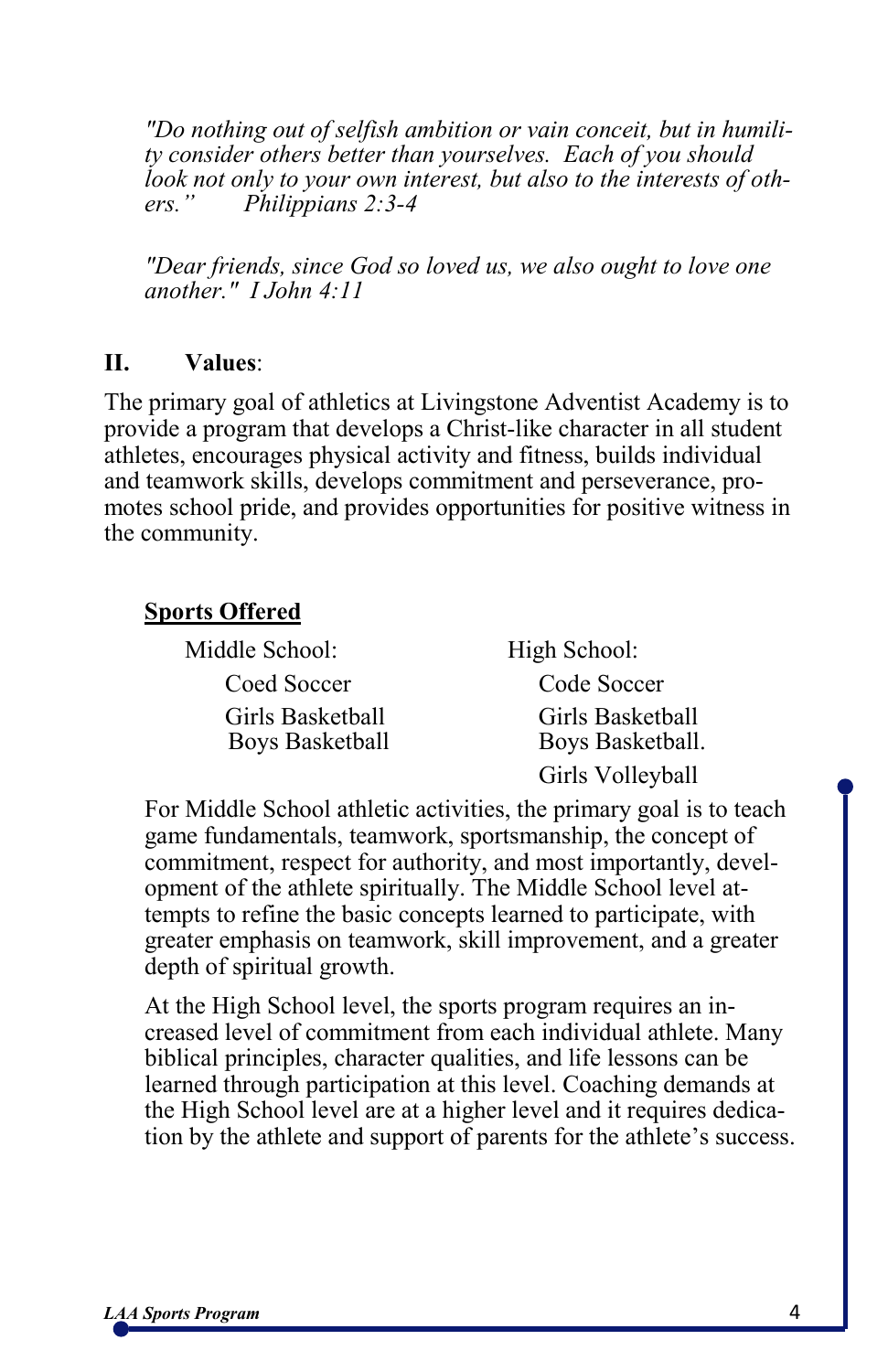*"Do nothing out of selfish ambition or vain conceit, but in humility consider others better than yourselves. Each of you should look not only to your own interest, but also to the interests of others." Philippians 2:3-4*

*"Dear friends, since God so loved us, we also ought to love one another." I John 4:11*

## II. Values:

The primary goal of athletics at Livingstone Adventist Academy is to provide a program that develops a Christ-like character in all student athletes, encourages physical activity and fitness, builds individual and teamwork skills, develops commitment and perseverance, promotes school pride, and provides opportunities for positive witness in the community.

**Sports Offered**

| Middle School: | High School: |
|---|---|
| Coed Soccer | Code Soccer |
| Girls Basketball | Girls Basketball |
| Boys Basketball | Boys Basketball. |
| | Girls Volleyball |

For Middle School athletic activities, the primary goal is to teach game fundamentals, teamwork, sportsmanship, the concept of commitment, respect for authority, and most importantly, development of the athlete spiritually. The Middle School level attempts to refine the basic concepts learned to participate, with greater emphasis on teamwork, skill improvement, and a greater depth of spiritual growth.

At the High School level, the sports program requires an increased level of commitment from each individual athlete. Many biblical principles, character qualities, and life lessons can be learned through participation at this level. Coaching demands at the High School level are at a higher level and it requires dedication by the athlete and support of parents for the athlete's success.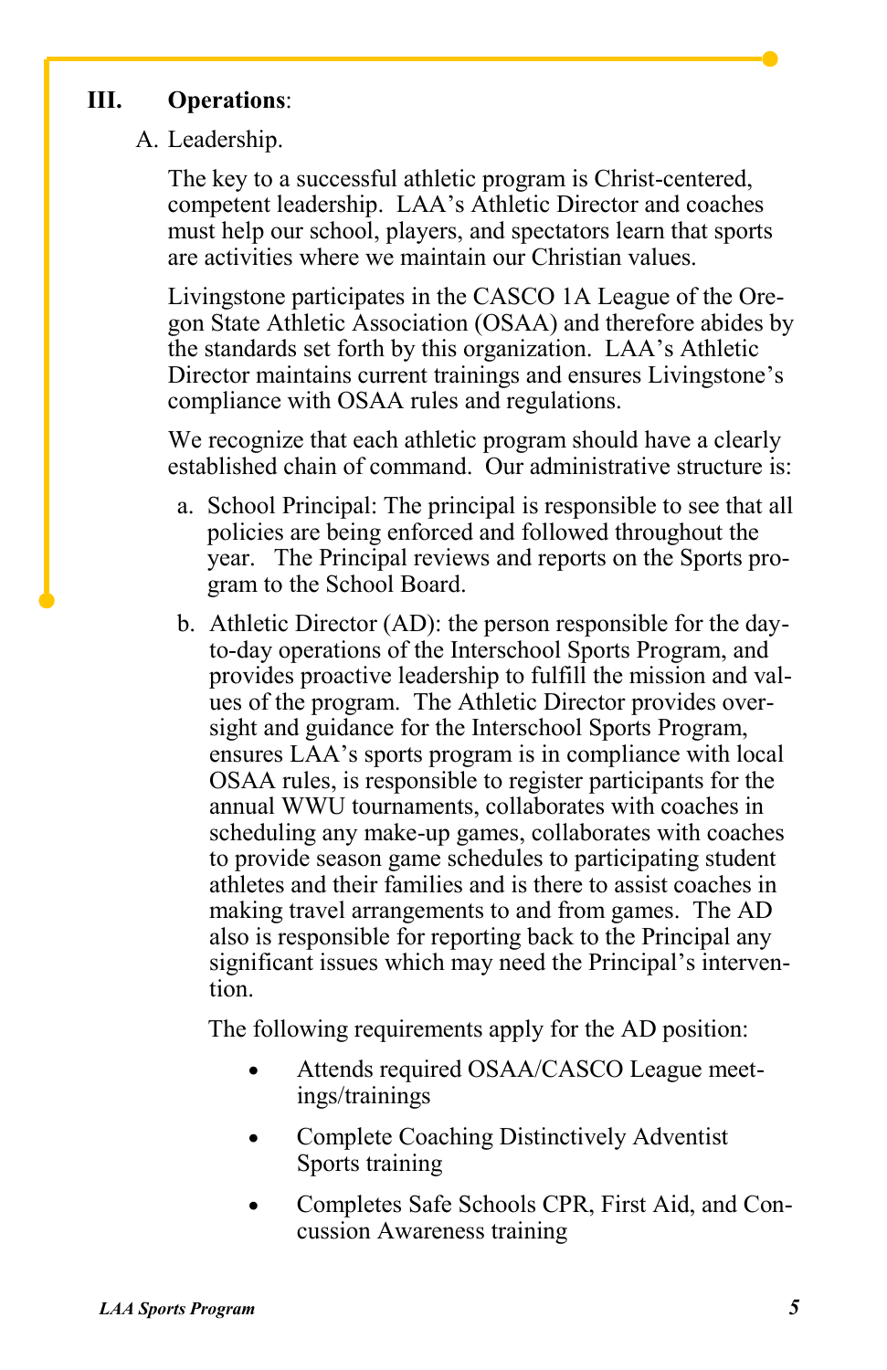## III. **Operations**:

A. Leadership.

The key to a successful athletic program is Christ-centered, competent leadership. LAA's Athletic Director and coaches must help our school, players, and spectators learn that sports are activities where we maintain our Christian values.

Livingstone participates in the CASCO 1A League of the Oregon State Athletic Association (OSAA) and therefore abides by the standards set forth by this organization. LAA's Athletic Director maintains current trainings and ensures Livingstone's compliance with OSAA rules and regulations.

We recognize that each athletic program should have a clearly established chain of command. Our administrative structure is:

a. School Principal: The principal is responsible to see that all policies are being enforced and followed throughout the year. The Principal reviews and reports on the Sports program to the School Board.

b. Athletic Director (AD): the person responsible for the day-to-day operations of the Interschool Sports Program, and provides proactive leadership to fulfill the mission and values of the program. The Athletic Director provides oversight and guidance for the Interschool Sports Program, ensures LAA's sports program is in compliance with local OSAA rules, is responsible to register participants for the annual WWU tournaments, collaborates with coaches in scheduling any make-up games, collaborates with coaches to provide season game schedules to participating student athletes and their families and is there to assist coaches in making travel arrangements to and from games. The AD also is responsible for reporting back to the Principal any significant issues which may need the Principal's intervention.

The following requirements apply for the AD position:

- Attends required OSAA/CASCO League meetings/trainings
- Complete Coaching Distinctively Adventist Sports training
- Completes Safe Schools CPR, First Aid, and Concussion Awareness training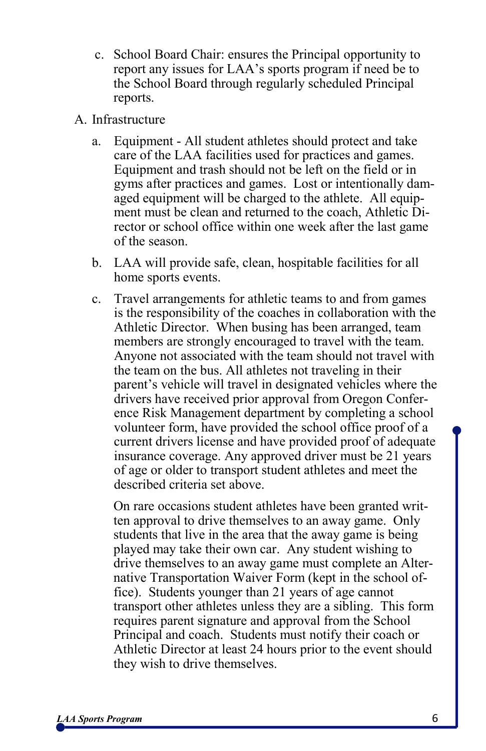c. School Board Chair: ensures the Principal opportunity to report any issues for LAA's sports program if need be to the School Board through regularly scheduled Principal reports.

A. Infrastructure

a. Equipment - All student athletes should protect and take care of the LAA facilities used for practices and games. Equipment and trash should not be left on the field or in gyms after practices and games. Lost or intentionally damaged equipment will be charged to the athlete. All equipment must be clean and returned to the coach, Athletic Director or school office within one week after the last game of the season.

b. LAA will provide safe, clean, hospitable facilities for all home sports events.

c. Travel arrangements for athletic teams to and from games is the responsibility of the coaches in collaboration with the Athletic Director. When busing has been arranged, team members are strongly encouraged to travel with the team. Anyone not associated with the team should not travel with the team on the bus. All athletes not traveling in their parent's vehicle will travel in designated vehicles where the drivers have received prior approval from Oregon Conference Risk Management department by completing a school volunteer form, have provided the school office proof of a current drivers license and have provided proof of adequate insurance coverage. Any approved driver must be 21 years of age or older to transport student athletes and meet the described criteria set above.

On rare occasions student athletes have been granted written approval to drive themselves to an away game. Only students that live in the area that the away game is being played may take their own car. Any student wishing to drive themselves to an away game must complete an Alternative Transportation Waiver Form (kept in the school office). Students younger than 21 years of age cannot transport other athletes unless they are a sibling. This form requires parent signature and approval from the School Principal and coach. Students must notify their coach or Athletic Director at least 24 hours prior to the event should they wish to drive themselves.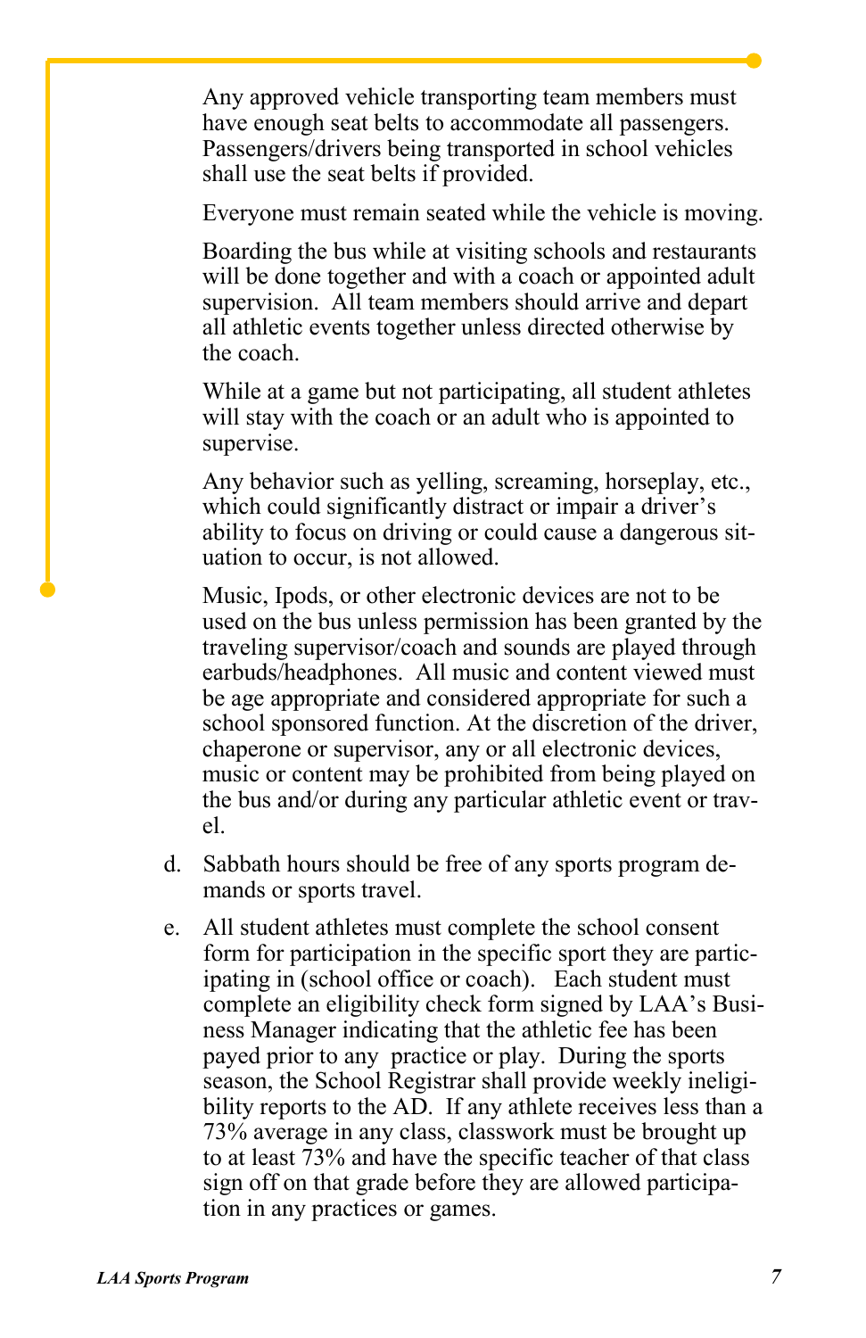Any approved vehicle transporting team members must have enough seat belts to accommodate all passengers. Passengers/drivers being transported in school vehicles shall use the seat belts if provided.

Everyone must remain seated while the vehicle is moving.

Boarding the bus while at visiting schools and restaurants will be done together and with a coach or appointed adult supervision. All team members should arrive and depart all athletic events together unless directed otherwise by the coach.

While at a game but not participating, all student athletes will stay with the coach or an adult who is appointed to supervise.

Any behavior such as yelling, screaming, horseplay, etc., which could significantly distract or impair a driver's ability to focus on driving or could cause a dangerous situation to occur, is not allowed.

Music, Ipods, or other electronic devices are not to be used on the bus unless permission has been granted by the traveling supervisor/coach and sounds are played through earbuds/headphones. All music and content viewed must be age appropriate and considered appropriate for such a school sponsored function. At the discretion of the driver, chaperone or supervisor, any or all electronic devices, music or content may be prohibited from being played on the bus and/or during any particular athletic event or travel.

d. Sabbath hours should be free of any sports program demands or sports travel.

e. All student athletes must complete the school consent form for participation in the specific sport they are participating in (school office or coach). Each student must complete an eligibility check form signed by LAA's Business Manager indicating that the athletic fee has been payed prior to any practice or play. During the sports season, the School Registrar shall provide weekly ineligibility reports to the AD. If any athlete receives less than a 73% average in any class, classwork must be brought up to at least 73% and have the specific teacher of that class sign off on that grade before they are allowed participation in any practices or games.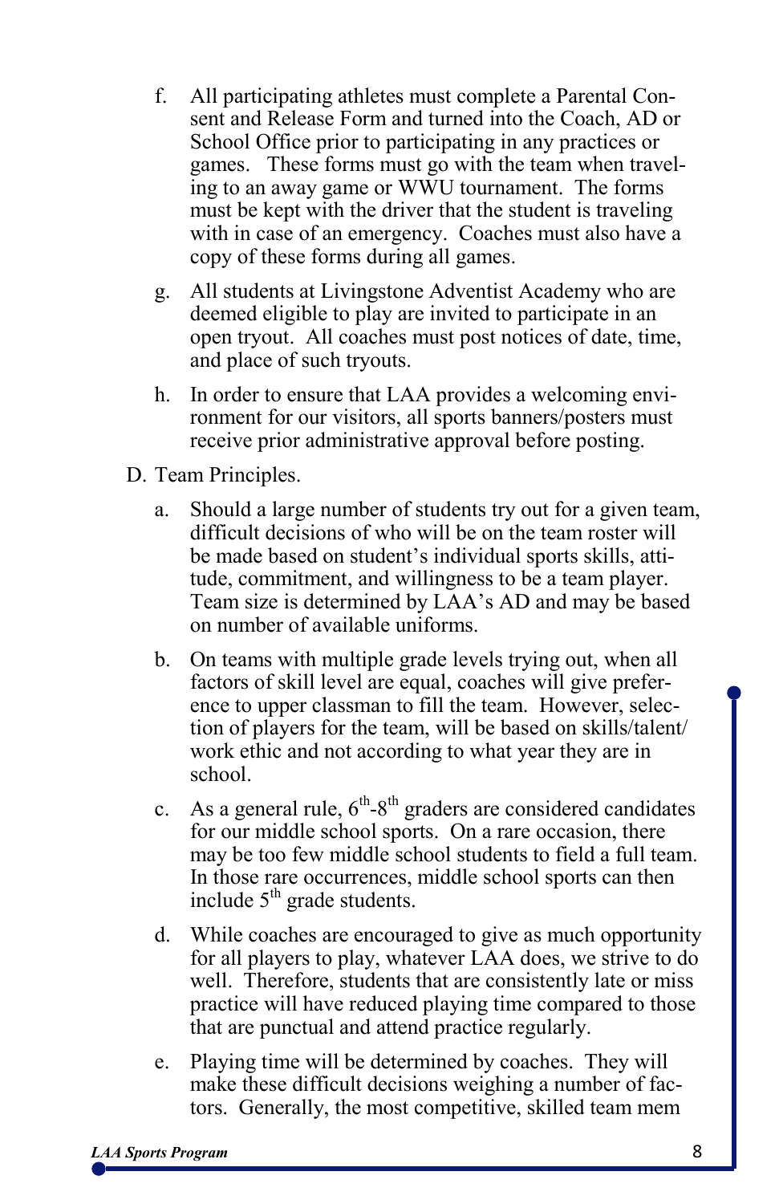f. All participating athletes must complete a Parental Consent and Release Form and turned into the Coach, AD or School Office prior to participating in any practices or games. These forms must go with the team when traveling to an away game or WWU tournament. The forms must be kept with the driver that the student is traveling with in case of an emergency. Coaches must also have a copy of these forms during all games.

g. All students at Livingstone Adventist Academy who are deemed eligible to play are invited to participate in an open tryout. All coaches must post notices of date, time, and place of such tryouts.

h. In order to ensure that LAA provides a welcoming environment for our visitors, all sports banners/posters must receive prior administrative approval before posting.

D. Team Principles.

a. Should a large number of students try out for a given team, difficult decisions of who will be on the team roster will be made based on student's individual sports skills, attitude, commitment, and willingness to be a team player. Team size is determined by LAA's AD and may be based on number of available uniforms.

b. On teams with multiple grade levels trying out, when all factors of skill level are equal, coaches will give preference to upper classman to fill the team. However, selection of players for the team, will be based on skills/talent/work ethic and not according to what year they are in school.

c. As a general rule, 6th-8th graders are considered candidates for our middle school sports. On a rare occasion, there may be too few middle school students to field a full team. In those rare occurrences, middle school sports can then include 5th grade students.

d. While coaches are encouraged to give as much opportunity for all players to play, whatever LAA does, we strive to do well. Therefore, students that are consistently late or miss practice will have reduced playing time compared to those that are punctual and attend practice regularly.

e. Playing time will be determined by coaches. They will make these difficult decisions weighing a number of factors. Generally, the most competitive, skilled team mem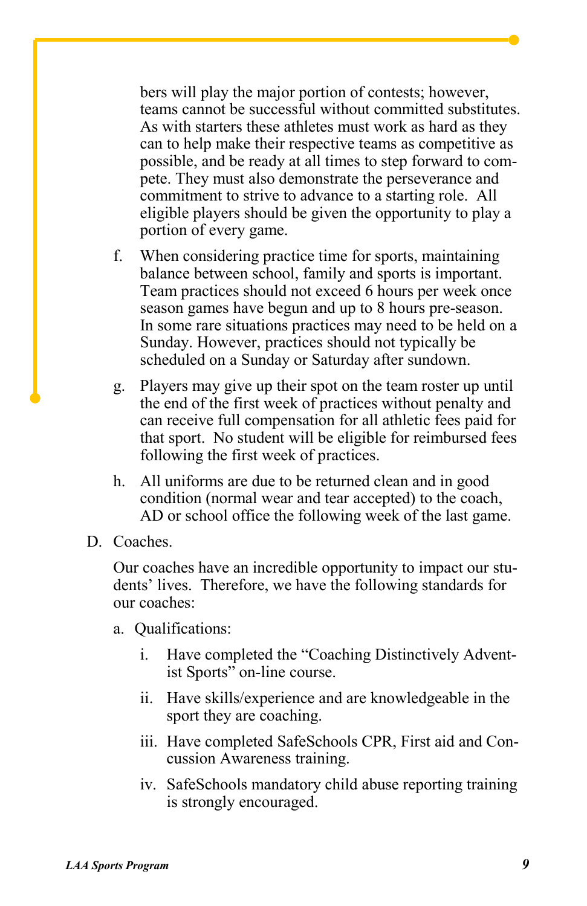bers will play the major portion of contests; however, teams cannot be successful without committed substitutes. As with starters these athletes must work as hard as they can to help make their respective teams as competitive as possible, and be ready at all times to step forward to compete. They must also demonstrate the perseverance and commitment to strive to advance to a starting role. All eligible players should be given the opportunity to play a portion of every game.

f. When considering practice time for sports, maintaining balance between school, family and sports is important. Team practices should not exceed 6 hours per week once season games have begun and up to 8 hours pre-season. In some rare situations practices may need to be held on a Sunday. However, practices should not typically be scheduled on a Sunday or Saturday after sundown.

g. Players may give up their spot on the team roster up until the end of the first week of practices without penalty and can receive full compensation for all athletic fees paid for that sport. No student will be eligible for reimbursed fees following the first week of practices.

h. All uniforms are due to be returned clean and in good condition (normal wear and tear accepted) to the coach, AD or school office the following week of the last game.

D. Coaches.

Our coaches have an incredible opportunity to impact our students' lives. Therefore, we have the following standards for our coaches:

a. Qualifications:

   i. Have completed the "Coaching Distinctively Adventist Sports" on-line course.

   ii. Have skills/experience and are knowledgeable in the sport they are coaching.

   iii. Have completed SafeSchools CPR, First aid and Concussion Awareness training.

   iv. SafeSchools mandatory child abuse reporting training is strongly encouraged.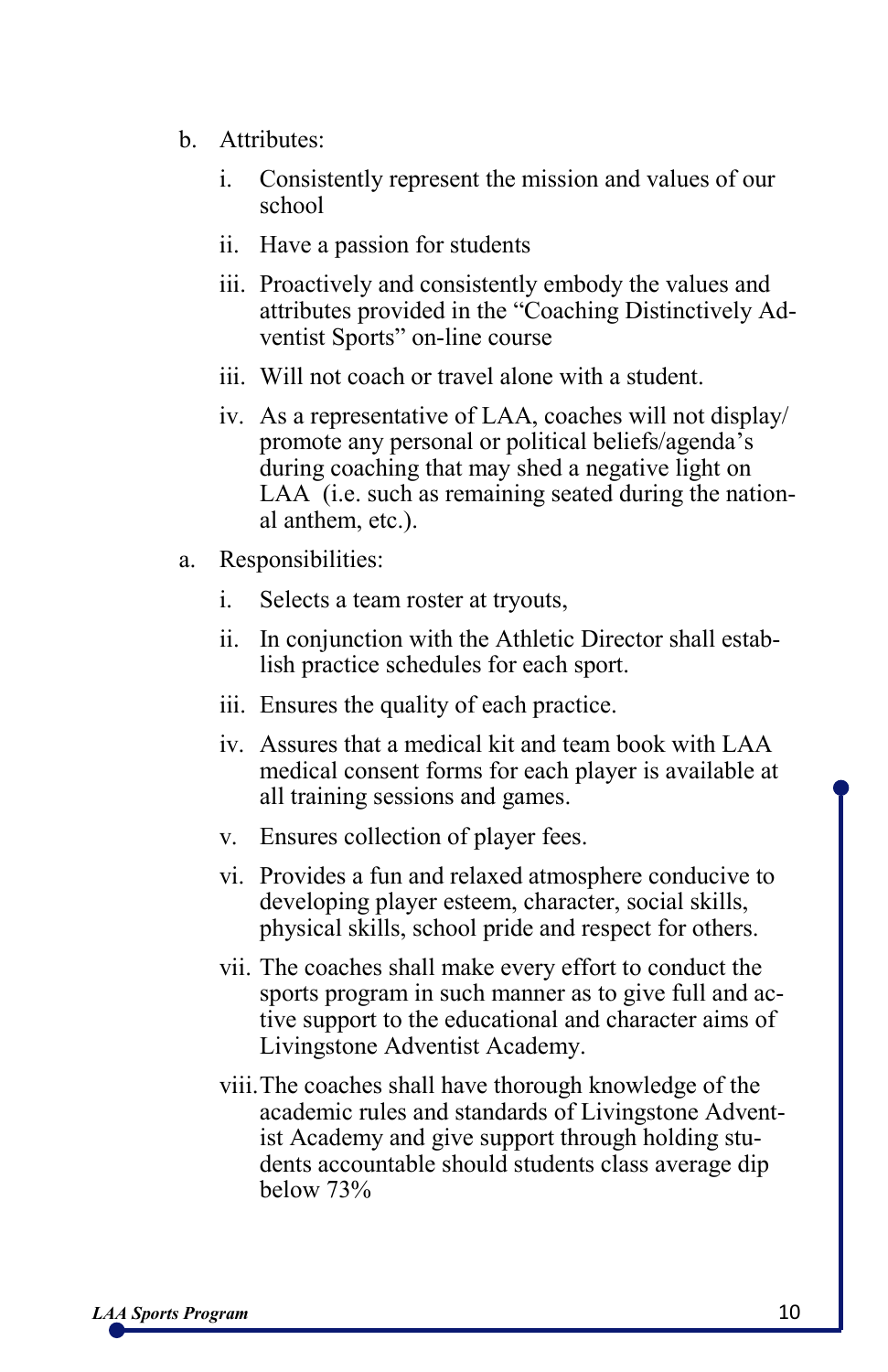b. Attributes:

   i. Consistently represent the mission and values of our school

   ii. Have a passion for students

   iii. Proactively and consistently embody the values and attributes provided in the "Coaching Distinctively Adventist Sports" on-line course

   iii. Will not coach or travel alone with a student.

   iv. As a representative of LAA, coaches will not display/promote any personal or political beliefs/agenda's during coaching that may shed a negative light on LAA (i.e. such as remaining seated during the national anthem, etc.).

a. Responsibilities:

   i. Selects a team roster at tryouts,

   ii. In conjunction with the Athletic Director shall establish practice schedules for each sport.

   iii. Ensures the quality of each practice.

   iv. Assures that a medical kit and team book with LAA medical consent forms for each player is available at all training sessions and games.

   v. Ensures collection of player fees.

   vi. Provides a fun and relaxed atmosphere conducive to developing player esteem, character, social skills, physical skills, school pride and respect for others.

   vii. The coaches shall make every effort to conduct the sports program in such manner as to give full and active support to the educational and character aims of Livingstone Adventist Academy.

   viii. The coaches shall have thorough knowledge of the academic rules and standards of Livingstone Adventist Academy and give support through holding students accountable should students class average dip below 73%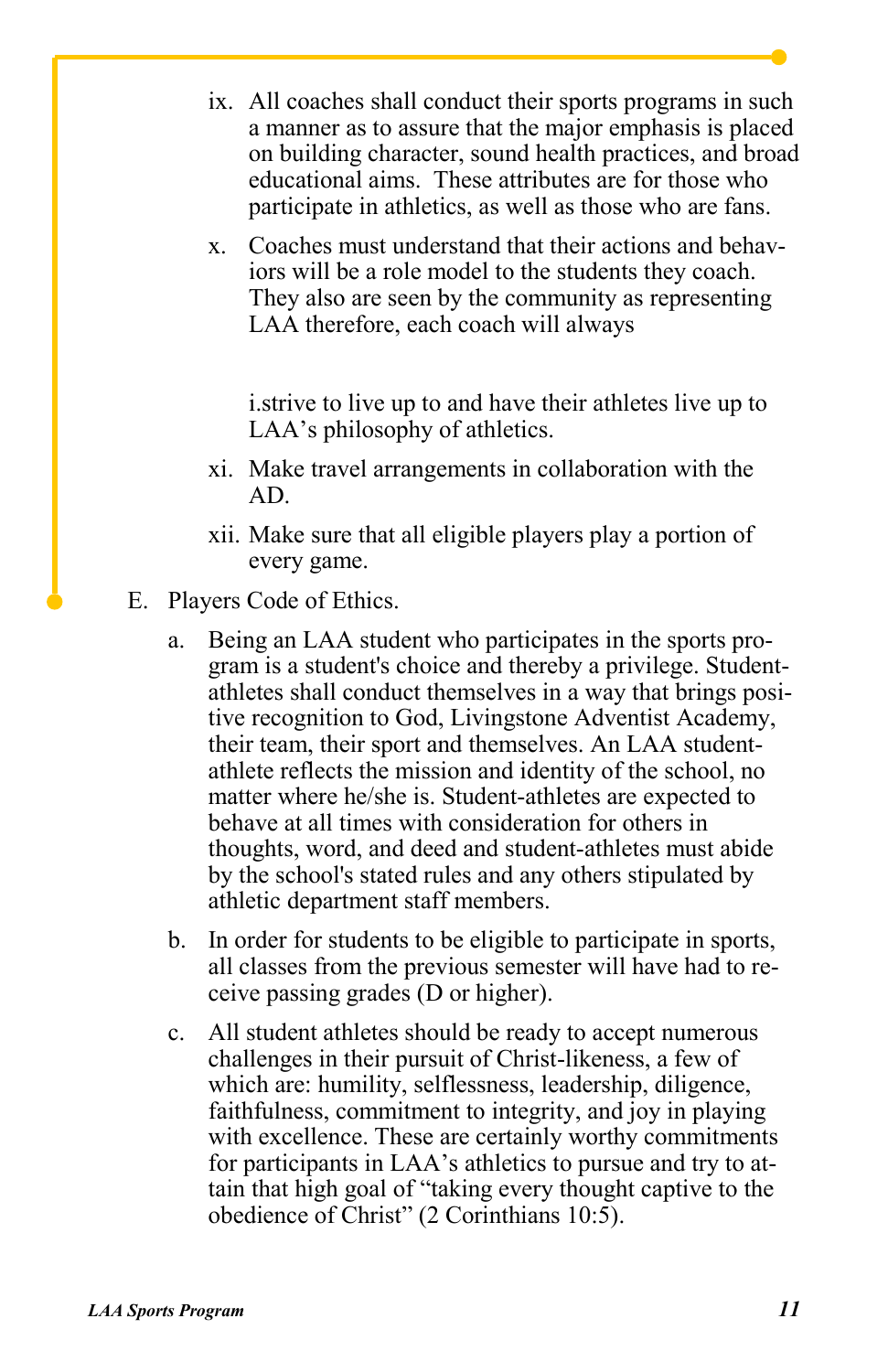ix. All coaches shall conduct their sports programs in such a manner as to assure that the major emphasis is placed on building character, sound health practices, and broad educational aims. These attributes are for those who participate in athletics, as well as those who are fans.

x. Coaches must understand that their actions and behaviors will be a role model to the students they coach. They also are seen by the community as representing LAA therefore, each coach will always

   i.strive to live up to and have their athletes live up to LAA's philosophy of athletics.

xi. Make travel arrangements in collaboration with the AD.

xii. Make sure that all eligible players play a portion of every game.

E. Players Code of Ethics.

   a. Being an LAA student who participates in the sports program is a student's choice and thereby a privilege. Student-athletes shall conduct themselves in a way that brings positive recognition to God, Livingstone Adventist Academy, their team, their sport and themselves. An LAA student-athlete reflects the mission and identity of the school, no matter where he/she is. Student-athletes are expected to behave at all times with consideration for others in thoughts, word, and deed and student-athletes must abide by the school's stated rules and any others stipulated by athletic department staff members.

   b. In order for students to be eligible to participate in sports, all classes from the previous semester will have had to receive passing grades (D or higher).

   c. All student athletes should be ready to accept numerous challenges in their pursuit of Christ-likeness, a few of which are: humility, selflessness, leadership, diligence, faithfulness, commitment to integrity, and joy in playing with excellence. These are certainly worthy commitments for participants in LAA's athletics to pursue and try to attain that high goal of "taking every thought captive to the obedience of Christ" (2 Corinthians 10:5).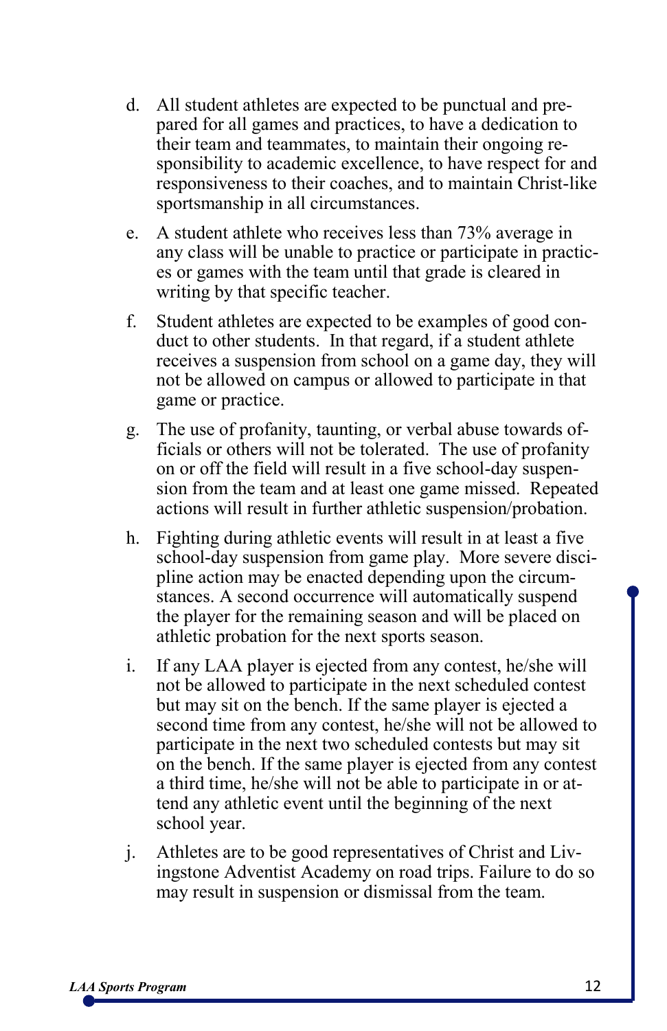d. All student athletes are expected to be punctual and prepared for all games and practices, to have a dedication to their team and teammates, to maintain their ongoing responsibility to academic excellence, to have respect for and responsiveness to their coaches, and to maintain Christ-like sportsmanship in all circumstances.

e. A student athlete who receives less than 73% average in any class will be unable to practice or participate in practices or games with the team until that grade is cleared in writing by that specific teacher.

f. Student athletes are expected to be examples of good conduct to other students. In that regard, if a student athlete receives a suspension from school on a game day, they will not be allowed on campus or allowed to participate in that game or practice.

g. The use of profanity, taunting, or verbal abuse towards officials or others will not be tolerated. The use of profanity on or off the field will result in a five school-day suspension from the team and at least one game missed. Repeated actions will result in further athletic suspension/probation.

h. Fighting during athletic events will result in at least a five school-day suspension from game play. More severe discipline action may be enacted depending upon the circumstances. A second occurrence will automatically suspend the player for the remaining season and will be placed on athletic probation for the next sports season.

i. If any LAA player is ejected from any contest, he/she will not be allowed to participate in the next scheduled contest but may sit on the bench. If the same player is ejected a second time from any contest, he/she will not be allowed to participate in the next two scheduled contests but may sit on the bench. If the same player is ejected from any contest a third time, he/she will not be able to participate in or attend any athletic event until the beginning of the next school year.

j. Athletes are to be good representatives of Christ and Livingstone Adventist Academy on road trips. Failure to do so may result in suspension or dismissal from the team.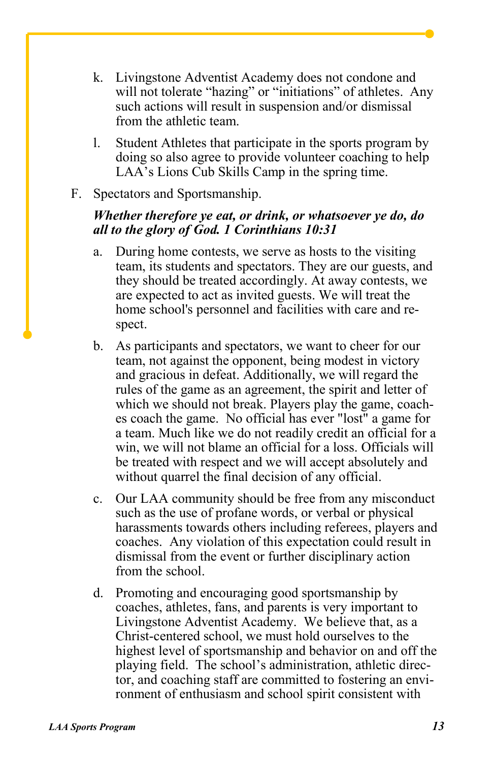k. Livingstone Adventist Academy does not condone and will not tolerate “hazing” or “initiations” of athletes. Any such actions will result in suspension and/or dismissal from the athletic team.

l. Student Athletes that participate in the sports program by doing so also agree to provide volunteer coaching to help LAA’s Lions Cub Skills Camp in the spring time.

F. Spectators and Sportsmanship.

***Whether therefore ye eat, or drink, or whatsoever ye do, do all to the glory of God. 1 Corinthians 10:31***

a. During home contests, we serve as hosts to the visiting team, its students and spectators. They are our guests, and they should be treated accordingly. At away contests, we are expected to act as invited guests. We will treat the home school's personnel and facilities with care and respect.

b. As participants and spectators, we want to cheer for our team, not against the opponent, being modest in victory and gracious in defeat. Additionally, we will regard the rules of the game as an agreement, the spirit and letter of which we should not break. Players play the game, coaches coach the game. No official has ever "lost" a game for a team. Much like we do not readily credit an official for a win, we will not blame an official for a loss. Officials will be treated with respect and we will accept absolutely and without quarrel the final decision of any official.

c. Our LAA community should be free from any misconduct such as the use of profane words, or verbal or physical harassments towards others including referees, players and coaches. Any violation of this expectation could result in dismissal from the event or further disciplinary action from the school.

d. Promoting and encouraging good sportsmanship by coaches, athletes, fans, and parents is very important to Livingstone Adventist Academy. We believe that, as a Christ-centered school, we must hold ourselves to the highest level of sportsmanship and behavior on and off the playing field. The school’s administration, athletic director, and coaching staff are committed to fostering an environment of enthusiasm and school spirit consistent with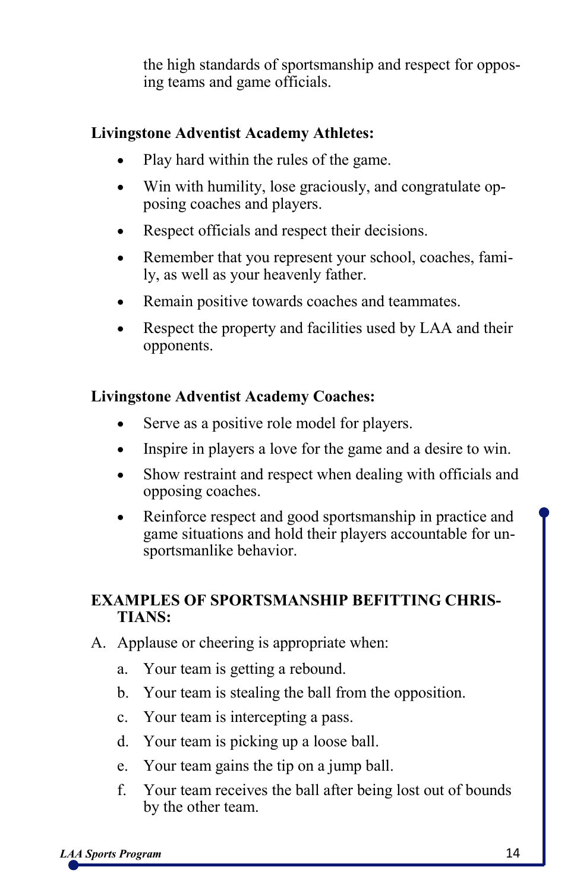the high standards of sportsmanship and respect for opposing teams and game officials.

**Livingstone Adventist Academy Athletes:**

- Play hard within the rules of the game.
- Win with humility, lose graciously, and congratulate opposing coaches and players.
- Respect officials and respect their decisions.
- Remember that you represent your school, coaches, family, as well as your heavenly father.
- Remain positive towards coaches and teammates.
- Respect the property and facilities used by LAA and their opponents.

**Livingstone Adventist Academy Coaches:**

- Serve as a positive role model for players.
- Inspire in players a love for the game and a desire to win.
- Show restraint and respect when dealing with officials and opposing coaches.
- Reinforce respect and good sportsmanship in practice and game situations and hold their players accountable for unsportsmanlike behavior.

**EXAMPLES OF SPORTSMANSHIP BEFITTING CHRISTIANS:**

A. Applause or cheering is appropriate when:

   a. Your team is getting a rebound.

   b. Your team is stealing the ball from the opposition.

   c. Your team is intercepting a pass.

   d. Your team is picking up a loose ball.

   e. Your team gains the tip on a jump ball.

   f. Your team receives the ball after being lost out of bounds by the other team.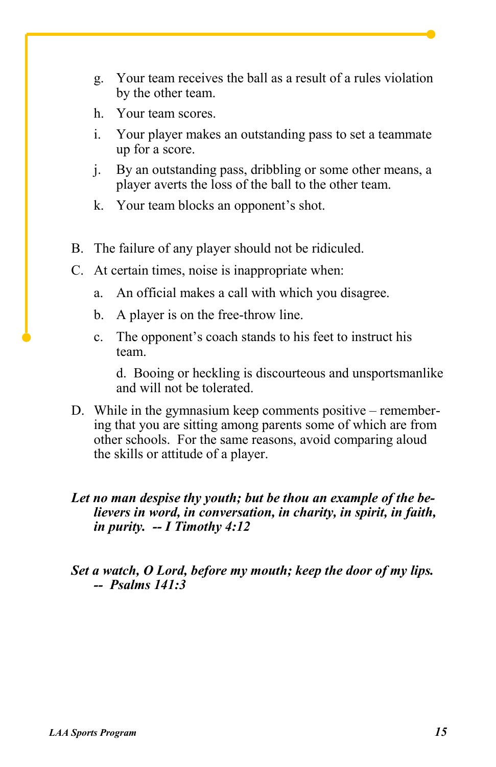g. Your team receives the ball as a result of a rules violation by the other team.

h. Your team scores.

i. Your player makes an outstanding pass to set a teammate up for a score.

j. By an outstanding pass, dribbling or some other means, a player averts the loss of the ball to the other team.

k. Your team blocks an opponent's shot.

B. The failure of any player should not be ridiculed.

C. At certain times, noise is inappropriate when:

a. An official makes a call with which you disagree.

b. A player is on the free-throw line.

c. The opponent's coach stands to his feet to instruct his team.

d. Booing or heckling is discourteous and unsportsmanlike and will not be tolerated.

D. While in the gymnasium keep comments positive – remembering that you are sitting among parents some of which are from other schools. For the same reasons, avoid comparing aloud the skills or attitude of a player.

***Let no man despise thy youth; but be thou an example of the believers in word, in conversation, in charity, in spirit, in faith, in purity. -- I Timothy 4:12***

***Set a watch, O Lord, before my mouth; keep the door of my lips. -- Psalms 141:3***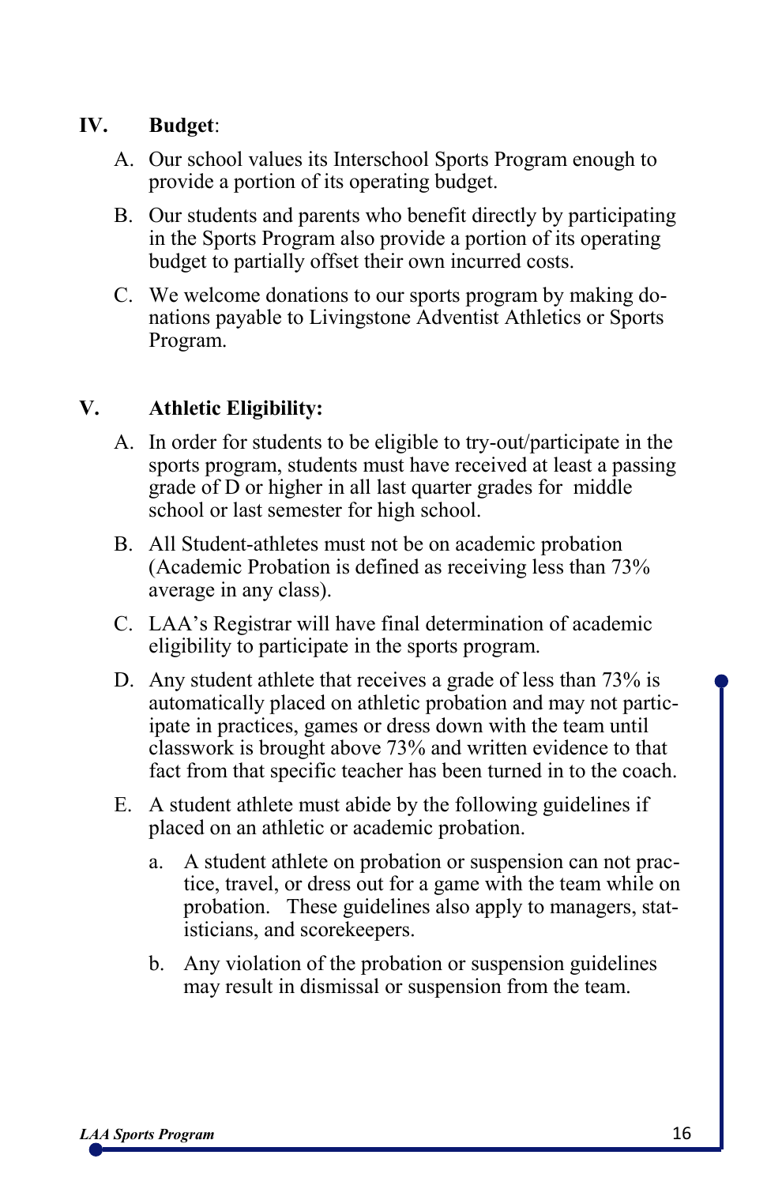## IV. Budget:

A. Our school values its Interschool Sports Program enough to provide a portion of its operating budget.

B. Our students and parents who benefit directly by participating in the Sports Program also provide a portion of its operating budget to partially offset their own incurred costs.

C. We welcome donations to our sports program by making donations payable to Livingstone Adventist Athletics or Sports Program.

## V. Athletic Eligibility:

A. In order for students to be eligible to try-out/participate in the sports program, students must have received at least a passing grade of D or higher in all last quarter grades for middle school or last semester for high school.

B. All Student-athletes must not be on academic probation (Academic Probation is defined as receiving less than 73% average in any class).

C. LAA's Registrar will have final determination of academic eligibility to participate in the sports program.

D. Any student athlete that receives a grade of less than 73% is automatically placed on athletic probation and may not participate in practices, games or dress down with the team until classwork is brought above 73% and written evidence to that fact from that specific teacher has been turned in to the coach.

E. A student athlete must abide by the following guidelines if placed on an athletic or academic probation.

   a. A student athlete on probation or suspension can not practice, travel, or dress out for a game with the team while on probation. These guidelines also apply to managers, statisticians, and scorekeepers.

   b. Any violation of the probation or suspension guidelines may result in dismissal or suspension from the team.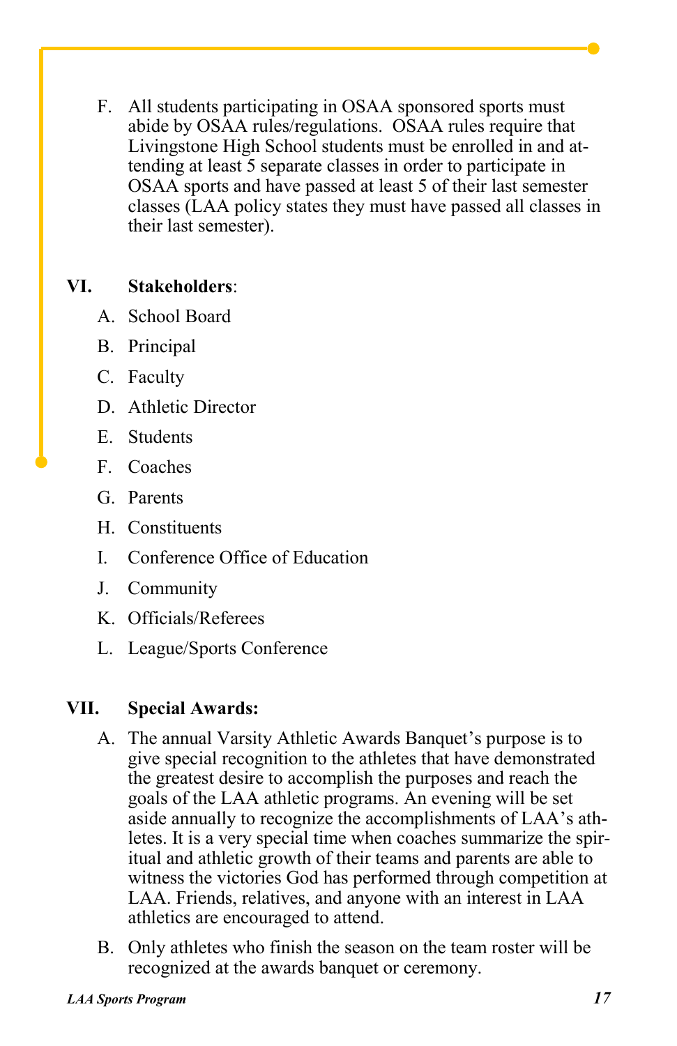F. All students participating in OSAA sponsored sports must abide by OSAA rules/regulations. OSAA rules require that Livingstone High School students must be enrolled in and attending at least 5 separate classes in order to participate in OSAA sports and have passed at least 5 of their last semester classes (LAA policy states they must have passed all classes in their last semester).

## VI. Stakeholders:

A. School Board

B. Principal

C. Faculty

D. Athletic Director

E. Students

F. Coaches

G. Parents

H. Constituents

I. Conference Office of Education

J. Community

K. Officials/Referees

L. League/Sports Conference

## VII. Special Awards:

A. The annual Varsity Athletic Awards Banquet's purpose is to give special recognition to the athletes that have demonstrated the greatest desire to accomplish the purposes and reach the goals of the LAA athletic programs. An evening will be set aside annually to recognize the accomplishments of LAA's athletes. It is a very special time when coaches summarize the spiritual and athletic growth of their teams and parents are able to witness the victories God has performed through competition at LAA. Friends, relatives, and anyone with an interest in LAA athletics are encouraged to attend.

B. Only athletes who finish the season on the team roster will be recognized at the awards banquet or ceremony.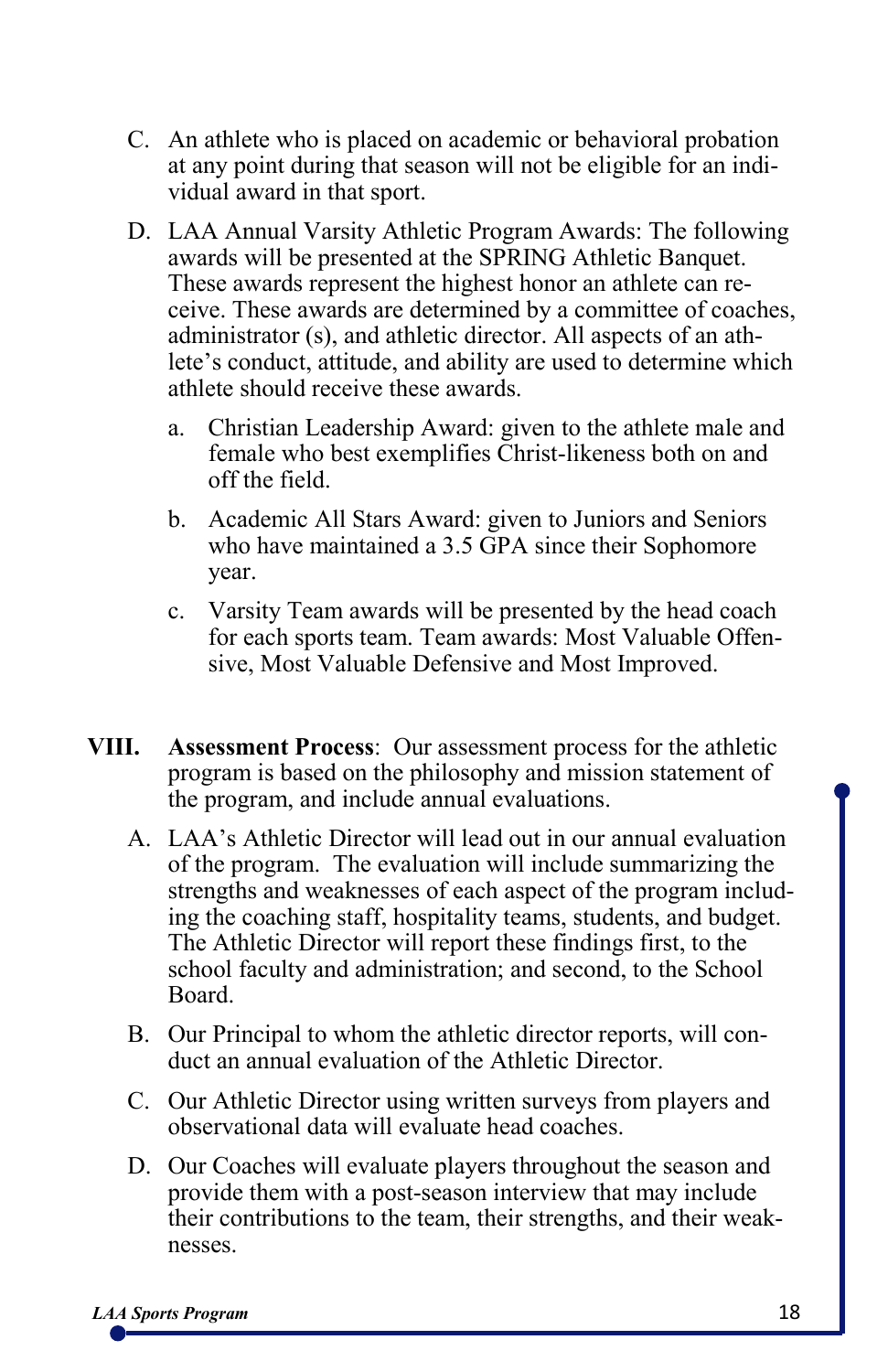C. An athlete who is placed on academic or behavioral probation at any point during that season will not be eligible for an individual award in that sport.

D. LAA Annual Varsity Athletic Program Awards: The following awards will be presented at the SPRING Athletic Banquet. These awards represent the highest honor an athlete can receive. These awards are determined by a committee of coaches, administrator (s), and athletic director. All aspects of an athlete's conduct, attitude, and ability are used to determine which athlete should receive these awards.

   a. Christian Leadership Award: given to the athlete male and female who best exemplifies Christ-likeness both on and off the field.

   b. Academic All Stars Award: given to Juniors and Seniors who have maintained a 3.5 GPA since their Sophomore year.

   c. Varsity Team awards will be presented by the head coach for each sports team. Team awards: Most Valuable Offensive, Most Valuable Defensive and Most Improved.

**VIII. Assessment Process**: Our assessment process for the athletic program is based on the philosophy and mission statement of the program, and include annual evaluations.

A. LAA's Athletic Director will lead out in our annual evaluation of the program. The evaluation will include summarizing the strengths and weaknesses of each aspect of the program including the coaching staff, hospitality teams, students, and budget. The Athletic Director will report these findings first, to the school faculty and administration; and second, to the School Board.

B. Our Principal to whom the athletic director reports, will conduct an annual evaluation of the Athletic Director.

C. Our Athletic Director using written surveys from players and observational data will evaluate head coaches.

D. Our Coaches will evaluate players throughout the season and provide them with a post-season interview that may include their contributions to the team, their strengths, and their weaknesses.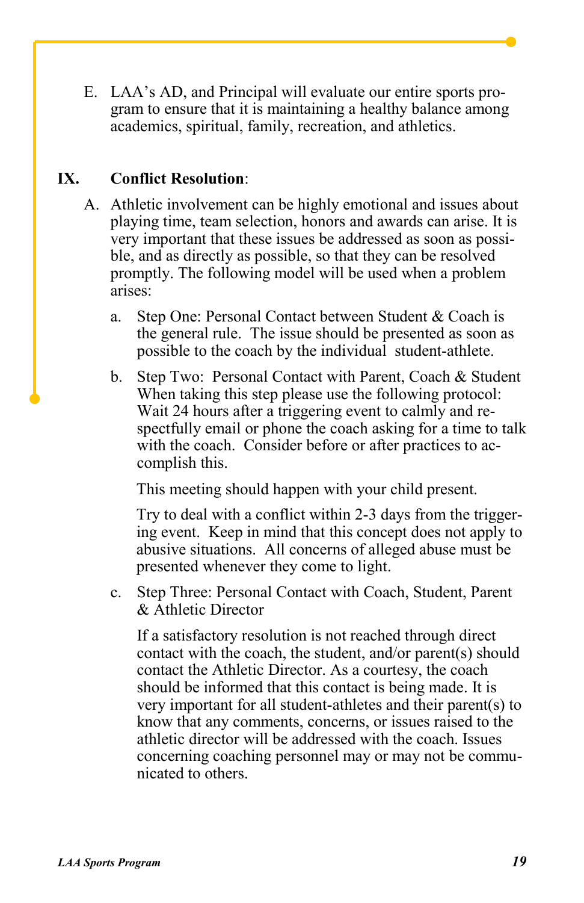E. LAA's AD, and Principal will evaluate our entire sports program to ensure that it is maintaining a healthy balance among academics, spiritual, family, recreation, and athletics.

## IX. Conflict Resolution:

A. Athletic involvement can be highly emotional and issues about playing time, team selection, honors and awards can arise. It is very important that these issues be addressed as soon as possible, and as directly as possible, so that they can be resolved promptly. The following model will be used when a problem arises:

a. Step One: Personal Contact between Student & Coach is the general rule. The issue should be presented as soon as possible to the coach by the individual student-athlete.

b. Step Two: Personal Contact with Parent, Coach & Student When taking this step please use the following protocol: Wait 24 hours after a triggering event to calmly and respectfully email or phone the coach asking for a time to talk with the coach. Consider before or after practices to accomplish this.

This meeting should happen with your child present.

Try to deal with a conflict within 2-3 days from the triggering event. Keep in mind that this concept does not apply to abusive situations. All concerns of alleged abuse must be presented whenever they come to light.

c. Step Three: Personal Contact with Coach, Student, Parent & Athletic Director

If a satisfactory resolution is not reached through direct contact with the coach, the student, and/or parent(s) should contact the Athletic Director. As a courtesy, the coach should be informed that this contact is being made. It is very important for all student-athletes and their parent(s) to know that any comments, concerns, or issues raised to the athletic director will be addressed with the coach. Issues concerning coaching personnel may or may not be communicated to others.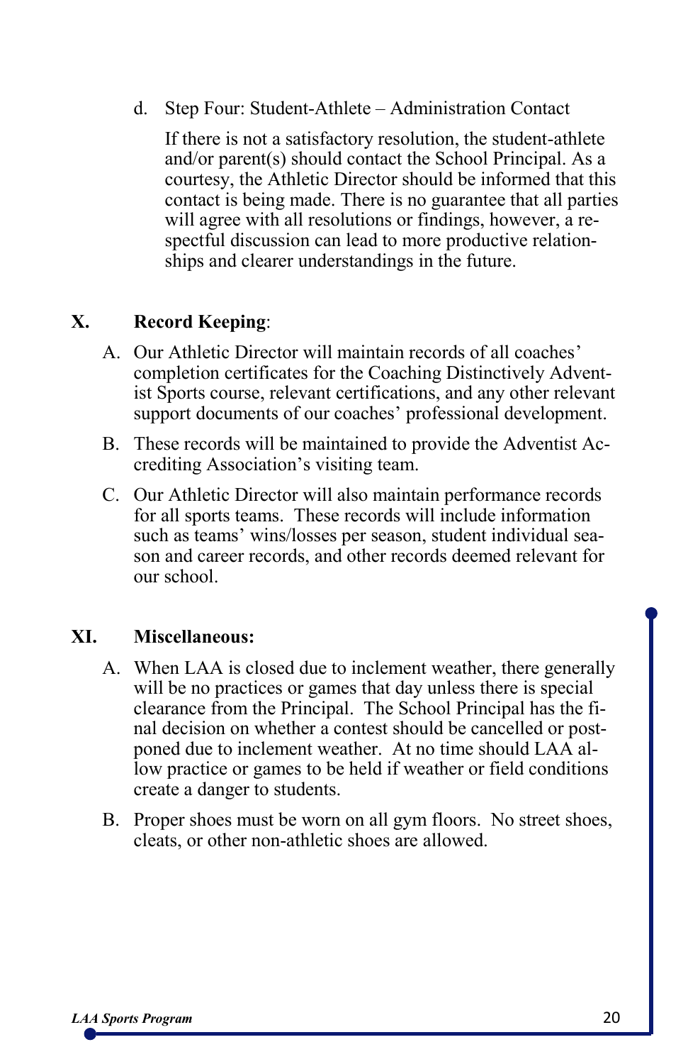d. Step Four: Student-Athlete – Administration Contact

If there is not a satisfactory resolution, the student-athlete and/or parent(s) should contact the School Principal. As a courtesy, the Athletic Director should be informed that this contact is being made. There is no guarantee that all parties will agree with all resolutions or findings, however, a respectful discussion can lead to more productive relationships and clearer understandings in the future.

## X. **Record Keeping**:

A. Our Athletic Director will maintain records of all coaches' completion certificates for the Coaching Distinctively Adventist Sports course, relevant certifications, and any other relevant support documents of our coaches' professional development.

B. These records will be maintained to provide the Adventist Accrediting Association's visiting team.

C. Our Athletic Director will also maintain performance records for all sports teams. These records will include information such as teams' wins/losses per season, student individual season and career records, and other records deemed relevant for our school.

## XI. **Miscellaneous:**

A. When LAA is closed due to inclement weather, there generally will be no practices or games that day unless there is special clearance from the Principal. The School Principal has the final decision on whether a contest should be cancelled or postponed due to inclement weather. At no time should LAA allow practice or games to be held if weather or field conditions create a danger to students.

B. Proper shoes must be worn on all gym floors. No street shoes, cleats, or other non-athletic shoes are allowed.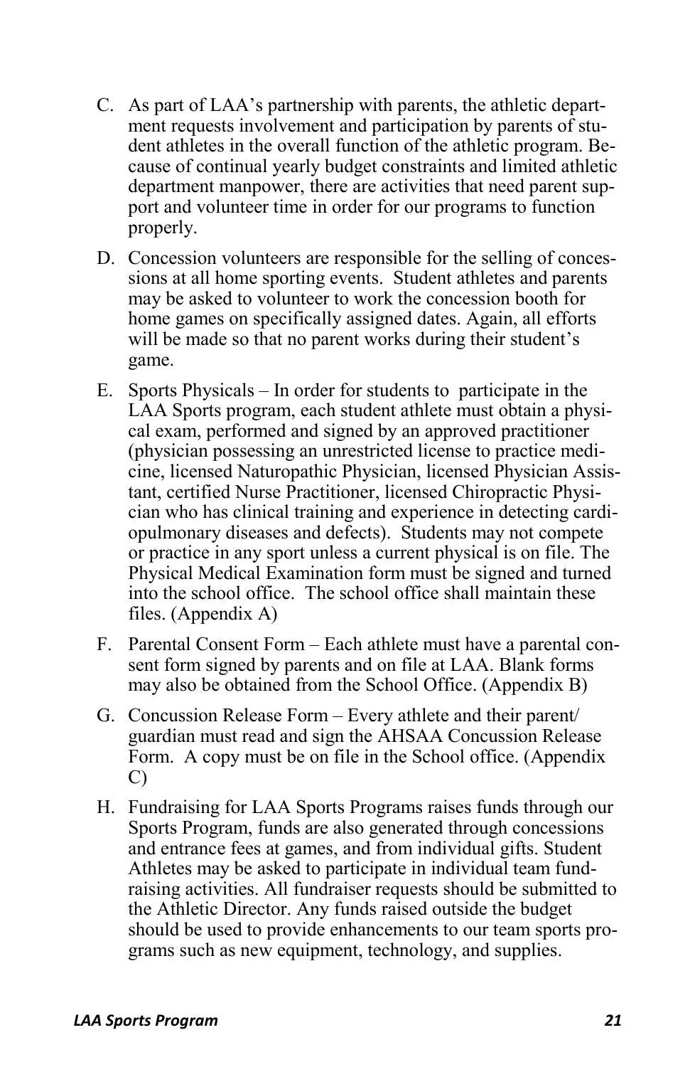C. As part of LAA's partnership with parents, the athletic department requests involvement and participation by parents of student athletes in the overall function of the athletic program. Because of continual yearly budget constraints and limited athletic department manpower, there are activities that need parent support and volunteer time in order for our programs to function properly.

D. Concession volunteers are responsible for the selling of concessions at all home sporting events. Student athletes and parents may be asked to volunteer to work the concession booth for home games on specifically assigned dates. Again, all efforts will be made so that no parent works during their student's game.

E. Sports Physicals – In order for students to participate in the LAA Sports program, each student athlete must obtain a physical exam, performed and signed by an approved practitioner (physician possessing an unrestricted license to practice medicine, licensed Naturopathic Physician, licensed Physician Assistant, certified Nurse Practitioner, licensed Chiropractic Physician who has clinical training and experience in detecting cardiopulmonary diseases and defects). Students may not compete or practice in any sport unless a current physical is on file. The Physical Medical Examination form must be signed and turned into the school office. The school office shall maintain these files. (Appendix A)

F. Parental Consent Form – Each athlete must have a parental consent form signed by parents and on file at LAA. Blank forms may also be obtained from the School Office. (Appendix B)

G. Concussion Release Form – Every athlete and their parent/guardian must read and sign the AHSAA Concussion Release Form. A copy must be on file in the School office. (Appendix C)

H. Fundraising for LAA Sports Programs raises funds through our Sports Program, funds are also generated through concessions and entrance fees at games, and from individual gifts. Student Athletes may be asked to participate in individual team fundraising activities. All fundraiser requests should be submitted to the Athletic Director. Any funds raised outside the budget should be used to provide enhancements to our team sports programs such as new equipment, technology, and supplies.